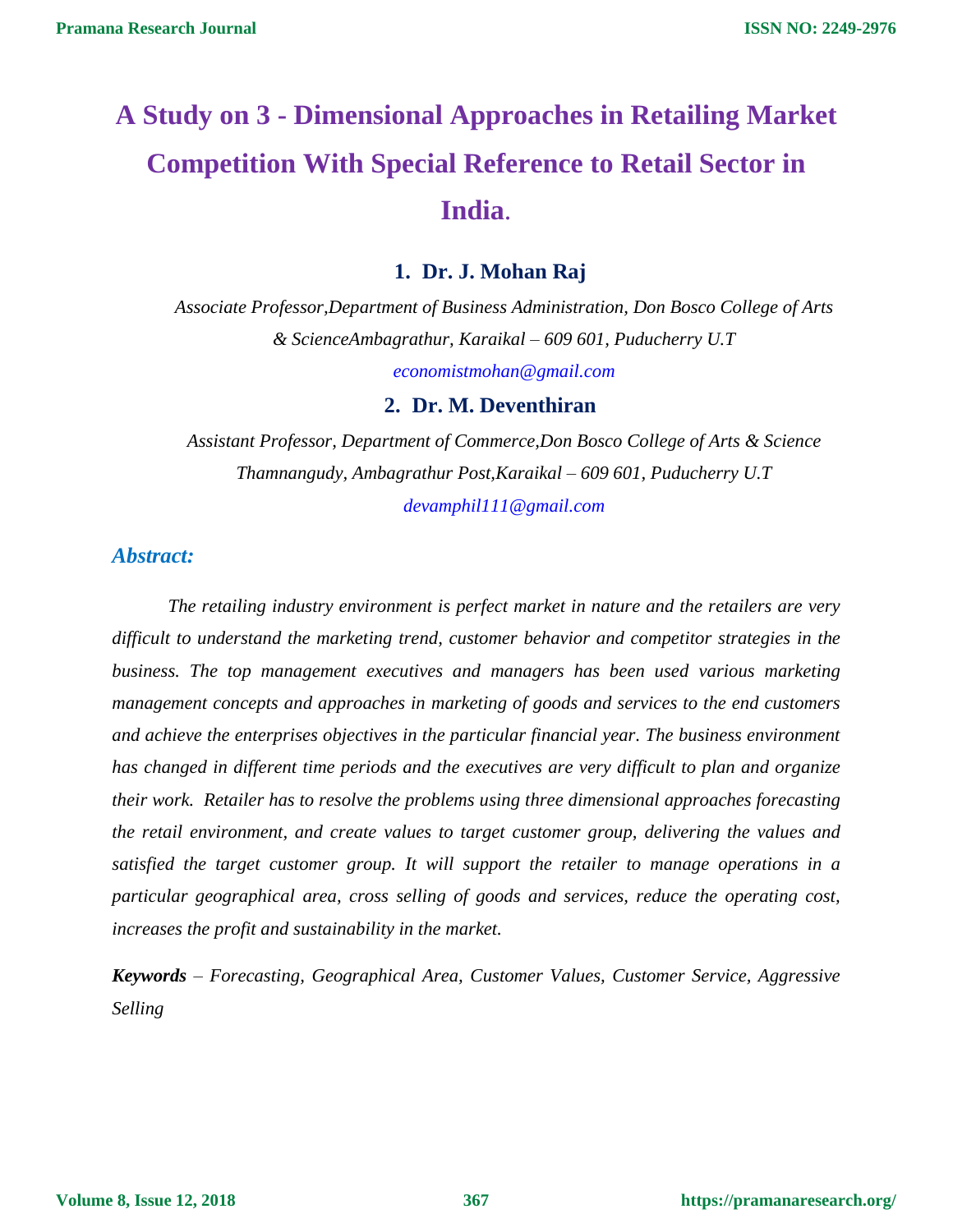# A Study on 3 - Dimensional Approaches in Retailing Market Competition With Special Reference to Retail Sector in India.

## 1. Dr. J. Mohan Raj

*Associate Professor,Department of Business Administration, Don Bosco College of Arts & ScienceAmbagrathur, Karaikal – 609 601, Puducherry U.T*

*economistmohan@gmail.com*

## 2. Dr. M. Deventhiran

*Assistant Professor, Department of Commerce,Don Bosco College of Arts & Science Thamnangudy, Ambagrathur Post,Karaikal – 609 601, Puducherry U.T*

*devamphil111@gmail.com*

### *Abstract:*

*The retailing industry environment is perfect market in nature and the retailers are very difficult to understand the marketing trend, customer behavior and competitor strategies in the business. The top management executives and managers has been used various marketing management concepts and approaches in marketing of goods and services to the end customers and achieve the enterprises objectives in the particular financial year. The business environment has changed in different time periods and the executives are very difficult to plan and organize their work. Retailer has to resolve the problems using three dimensional approaches forecasting the retail environment, and create values to target customer group, delivering the values and satisfied the target customer group. It will support the retailer to manage operations in a particular geographical area, cross selling of goods and services, reduce the operating cost, increases the profit and sustainability in the market.*

***Keywords*** *– Forecasting, Geographical Area, Customer Values, Customer Service, Aggressive Selling*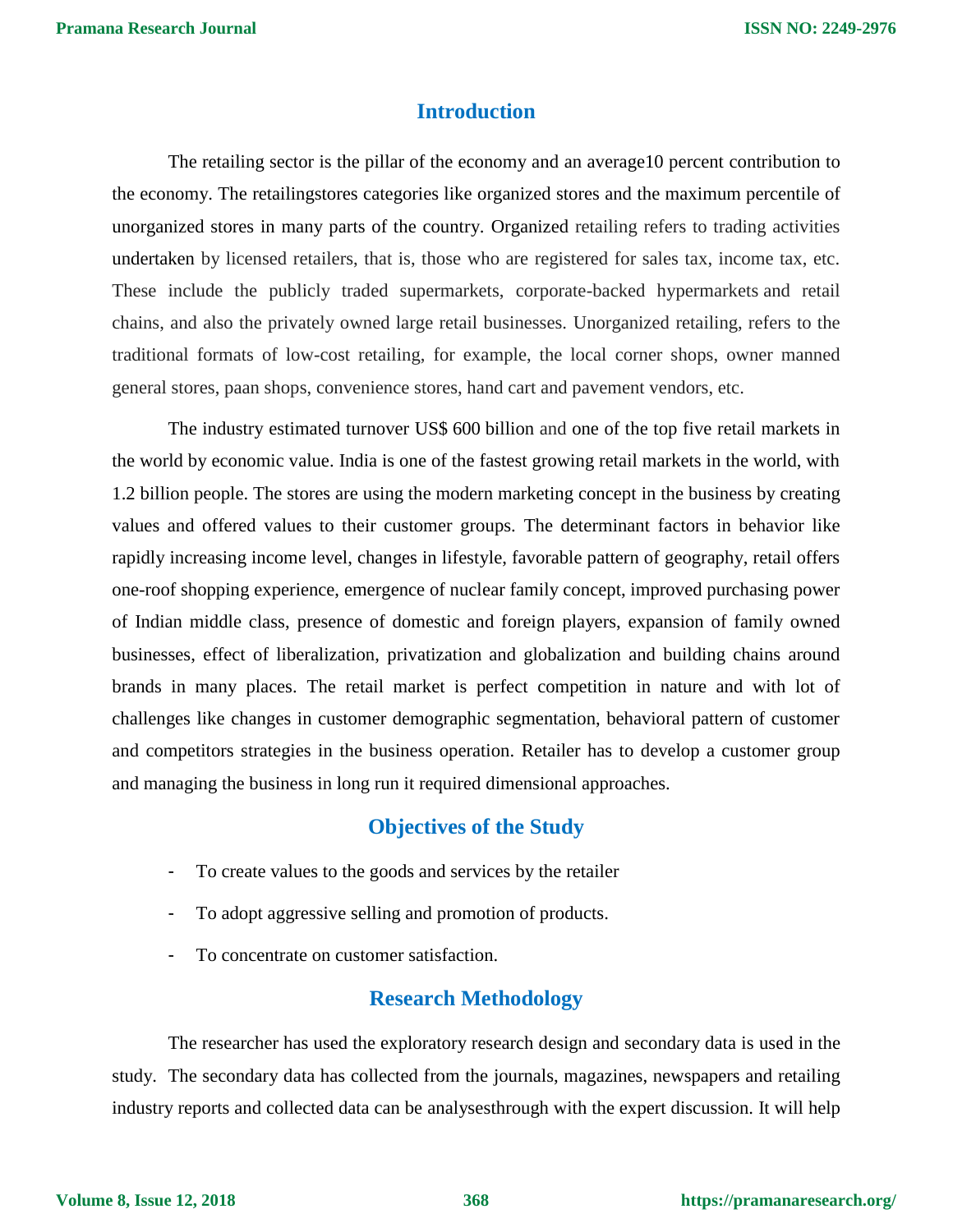## Introduction

The retailing sector is the pillar of the economy and an average10 percent contribution to the economy. The retailingstores categories like organized stores and the maximum percentile of unorganized stores in many parts of the country. Organized retailing refers to trading activities undertaken by licensed retailers, that is, those who are registered for sales tax, income tax, etc. These include the publicly traded supermarkets, corporate-backed hypermarkets and retail chains, and also the privately owned large retail businesses. Unorganized retailing, refers to the traditional formats of low-cost retailing, for example, the local corner shops, owner manned general stores, paan shops, convenience stores, hand cart and pavement vendors, etc.

The industry estimated turnover US$ 600 billion and one of the top five retail markets in the world by economic value. India is one of the fastest growing retail markets in the world, with 1.2 billion people. The stores are using the modern marketing concept in the business by creating values and offered values to their customer groups. The determinant factors in behavior like rapidly increasing income level, changes in lifestyle, favorable pattern of geography, retail offers one-roof shopping experience, emergence of nuclear family concept, improved purchasing power of Indian middle class, presence of domestic and foreign players, expansion of family owned businesses, effect of liberalization, privatization and globalization and building chains around brands in many places. The retail market is perfect competition in nature and with lot of challenges like changes in customer demographic segmentation, behavioral pattern of customer and competitors strategies in the business operation. Retailer has to develop a customer group and managing the business in long run it required dimensional approaches.

## Objectives of the Study

- To create values to the goods and services by the retailer
- To adopt aggressive selling and promotion of products.
- To concentrate on customer satisfaction.

## Research Methodology

The researcher has used the exploratory research design and secondary data is used in the study. The secondary data has collected from the journals, magazines, newspapers and retailing industry reports and collected data can be analysesthrough with the expert discussion. It will help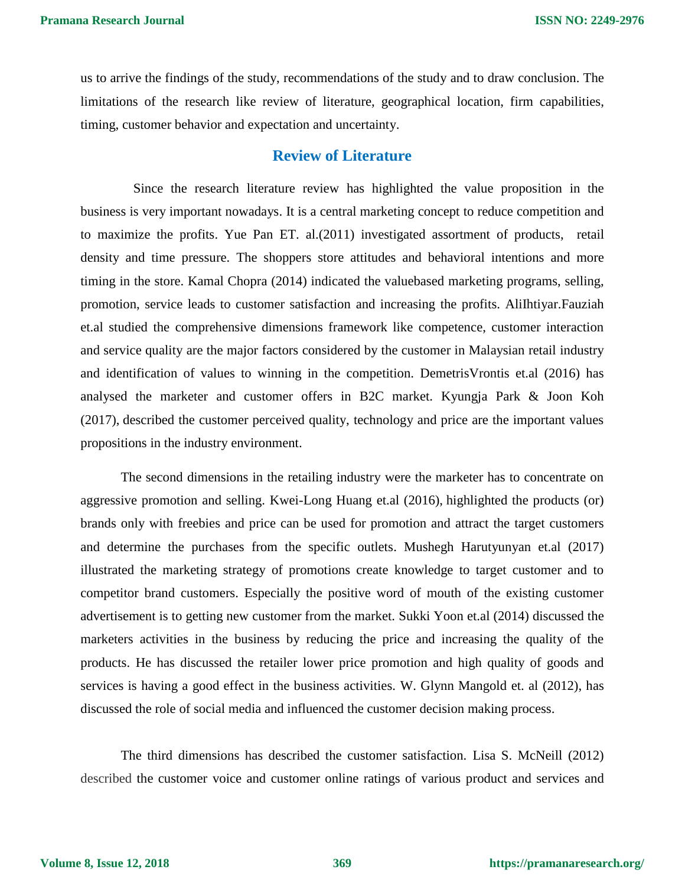us to arrive the findings of the study, recommendations of the study and to draw conclusion. The limitations of the research like review of literature, geographical location, firm capabilities, timing, customer behavior and expectation and uncertainty.

## Review of Literature

Since the research literature review has highlighted the value proposition in the business is very important nowadays. It is a central marketing concept to reduce competition and to maximize the profits. Yue Pan ET. al.(2011) investigated assortment of products, retail density and time pressure. The shoppers store attitudes and behavioral intentions and more timing in the store. Kamal Chopra (2014) indicated the valuebased marketing programs, selling, promotion, service leads to customer satisfaction and increasing the profits. AliIhtiyar.Fauziah et.al studied the comprehensive dimensions framework like competence, customer interaction and service quality are the major factors considered by the customer in Malaysian retail industry and identification of values to winning in the competition. DemetrisVrontis et.al (2016) has analysed the marketer and customer offers in B2C market. Kyungja Park & Joon Koh (2017), described the customer perceived quality, technology and price are the important values propositions in the industry environment.

The second dimensions in the retailing industry were the marketer has to concentrate on aggressive promotion and selling. Kwei-Long Huang et.al (2016), highlighted the products (or) brands only with freebies and price can be used for promotion and attract the target customers and determine the purchases from the specific outlets. Mushegh Harutyunyan et.al (2017) illustrated the marketing strategy of promotions create knowledge to target customer and to competitor brand customers. Especially the positive word of mouth of the existing customer advertisement is to getting new customer from the market. Sukki Yoon et.al (2014) discussed the marketers activities in the business by reducing the price and increasing the quality of the products. He has discussed the retailer lower price promotion and high quality of goods and services is having a good effect in the business activities. W. Glynn Mangold et. al (2012), has discussed the role of social media and influenced the customer decision making process.

The third dimensions has described the customer satisfaction. Lisa S. McNeill (2012) described the customer voice and customer online ratings of various product and services and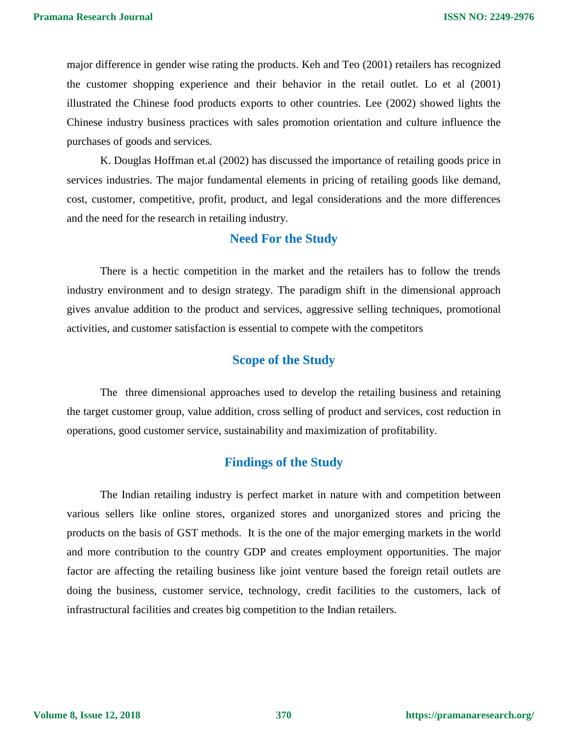major difference in gender wise rating the products. Keh and Teo (2001) retailers has recognized the customer shopping experience and their behavior in the retail outlet. Lo et al (2001) illustrated the Chinese food products exports to other countries. Lee (2002) showed lights the Chinese industry business practices with sales promotion orientation and culture influence the purchases of goods and services.

K. Douglas Hoffman et.al (2002) has discussed the importance of retailing goods price in services industries. The major fundamental elements in pricing of retailing goods like demand, cost, customer, competitive, profit, product, and legal considerations and the more differences and the need for the research in retailing industry.

## Need For the Study

There is a hectic competition in the market and the retailers has to follow the trends industry environment and to design strategy. The paradigm shift in the dimensional approach gives anvalue addition to the product and services, aggressive selling techniques, promotional activities, and customer satisfaction is essential to compete with the competitors

## Scope of the Study

The three dimensional approaches used to develop the retailing business and retaining the target customer group, value addition, cross selling of product and services, cost reduction in operations, good customer service, sustainability and maximization of profitability.

## Findings of the Study

The Indian retailing industry is perfect market in nature with and competition between various sellers like online stores, organized stores and unorganized stores and pricing the products on the basis of GST methods. It is the one of the major emerging markets in the world and more contribution to the country GDP and creates employment opportunities. The major factor are affecting the retailing business like joint venture based the foreign retail outlets are doing the business, customer service, technology, credit facilities to the customers, lack of infrastructural facilities and creates big competition to the Indian retailers.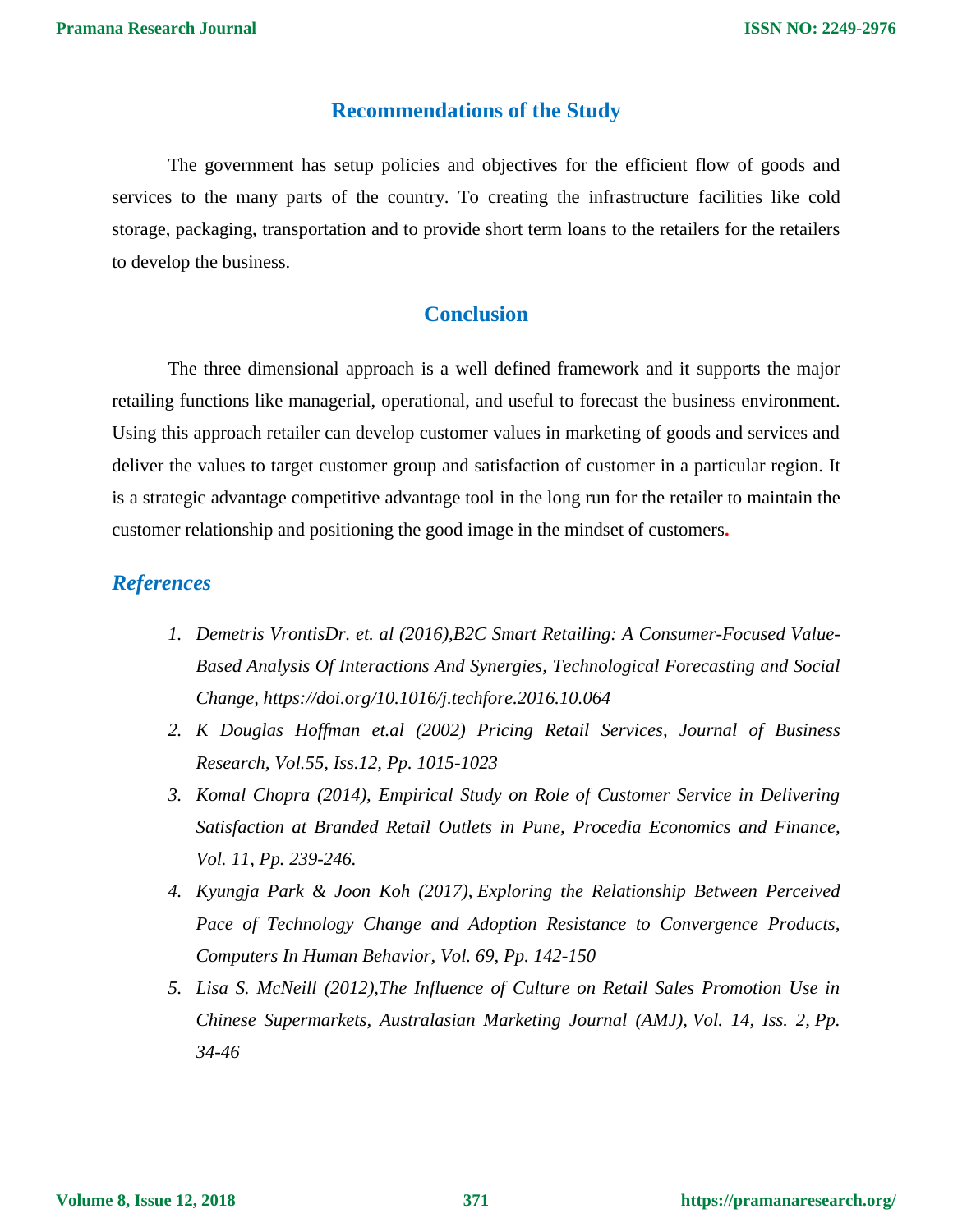## Recommendations of the Study

The government has setup policies and objectives for the efficient flow of goods and services to the many parts of the country. To creating the infrastructure facilities like cold storage, packaging, transportation and to provide short term loans to the retailers for the retailers to develop the business.

## Conclusion

The three dimensional approach is a well defined framework and it supports the major retailing functions like managerial, operational, and useful to forecast the business environment. Using this approach retailer can develop customer values in marketing of goods and services and deliver the values to target customer group and satisfaction of customer in a particular region. It is a strategic advantage competitive advantage tool in the long run for the retailer to maintain the customer relationship and positioning the good image in the mindset of customers.

## *References*

1. *Demetris VrontisDr. et. al (2016),B2C Smart Retailing: A Consumer-Focused Value-Based Analysis Of Interactions And Synergies, Technological Forecasting and Social Change, https://doi.org/10.1016/j.techfore.2016.10.064*
2. *K Douglas Hoffman et.al (2002) Pricing Retail Services, Journal of Business Research, Vol.55, Iss.12, Pp. 1015-1023*
3. *Komal Chopra (2014), Empirical Study on Role of Customer Service in Delivering Satisfaction at Branded Retail Outlets in Pune, Procedia Economics and Finance, Vol. 11, Pp. 239-246.*
4. *Kyungja Park & Joon Koh (2017), Exploring the Relationship Between Perceived Pace of Technology Change and Adoption Resistance to Convergence Products, Computers In Human Behavior, Vol. 69, Pp. 142-150*
5. *Lisa S. McNeill (2012),The Influence of Culture on Retail Sales Promotion Use in Chinese Supermarkets, Australasian Marketing Journal (AMJ), Vol. 14, Iss. 2, Pp. 34-46*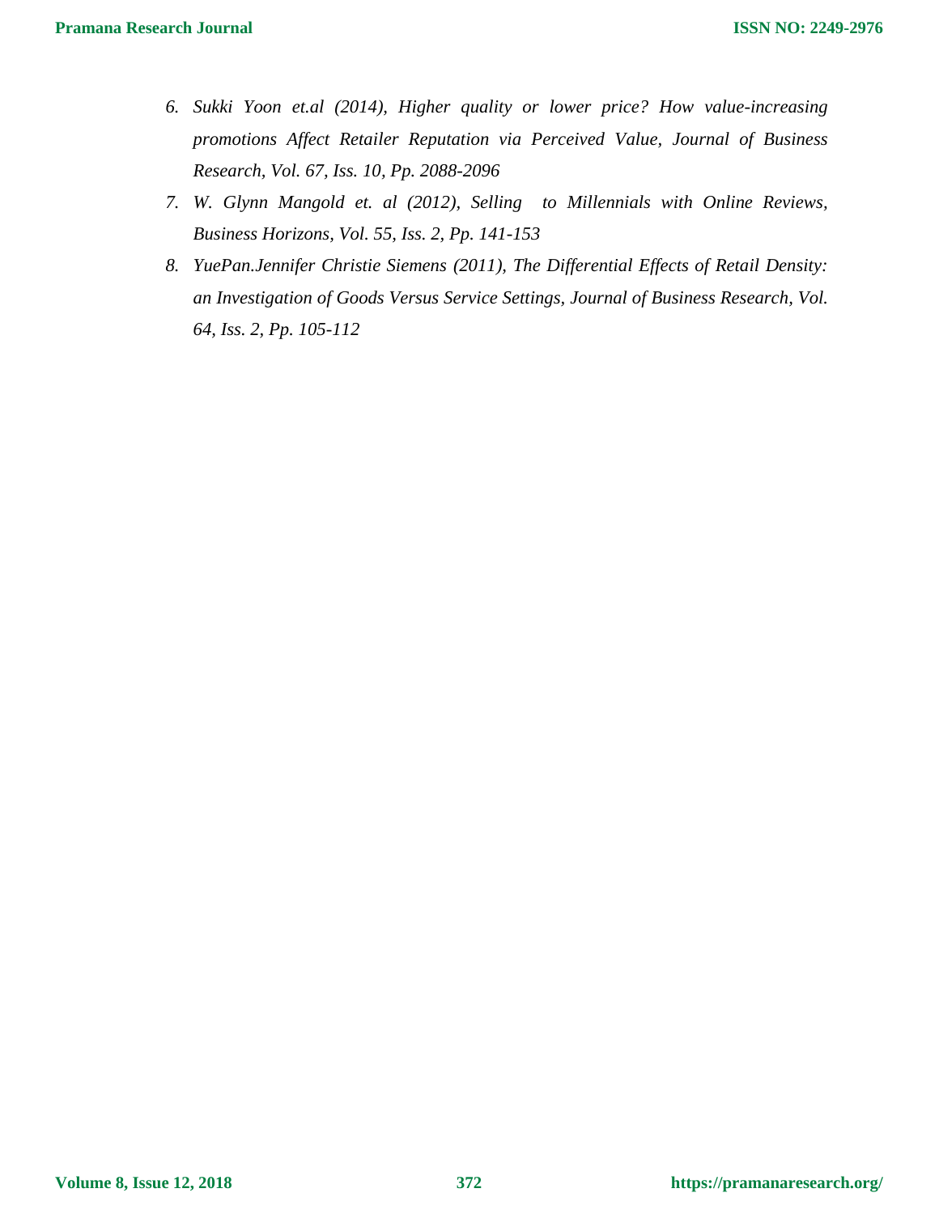6. *Sukki Yoon et.al (2014), Higher quality or lower price? How value-increasing promotions Affect Retailer Reputation via Perceived Value, Journal of Business Research, Vol. 67, Iss. 10, Pp. 2088-2096*
7. *W. Glynn Mangold et. al (2012), Selling to Millennials with Online Reviews, Business Horizons, Vol. 55, Iss. 2, Pp. 141-153*
8. *YuePan.Jennifer Christie Siemens (2011), The Differential Effects of Retail Density: an Investigation of Goods Versus Service Settings, Journal of Business Research, Vol. 64, Iss. 2, Pp. 105-112*